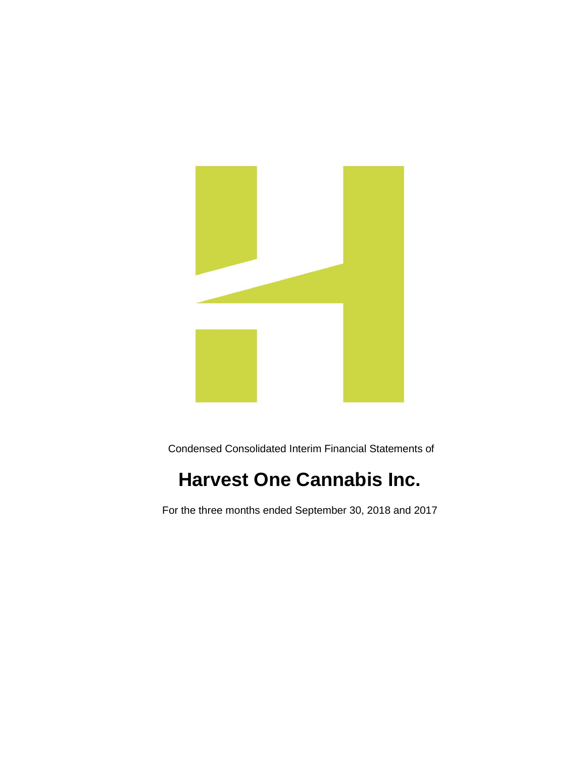Condensed Consolidated Interim Financial Statements of

# Harvest One Cannabis Inc.

For the three months ended September 30, 2018 and 2017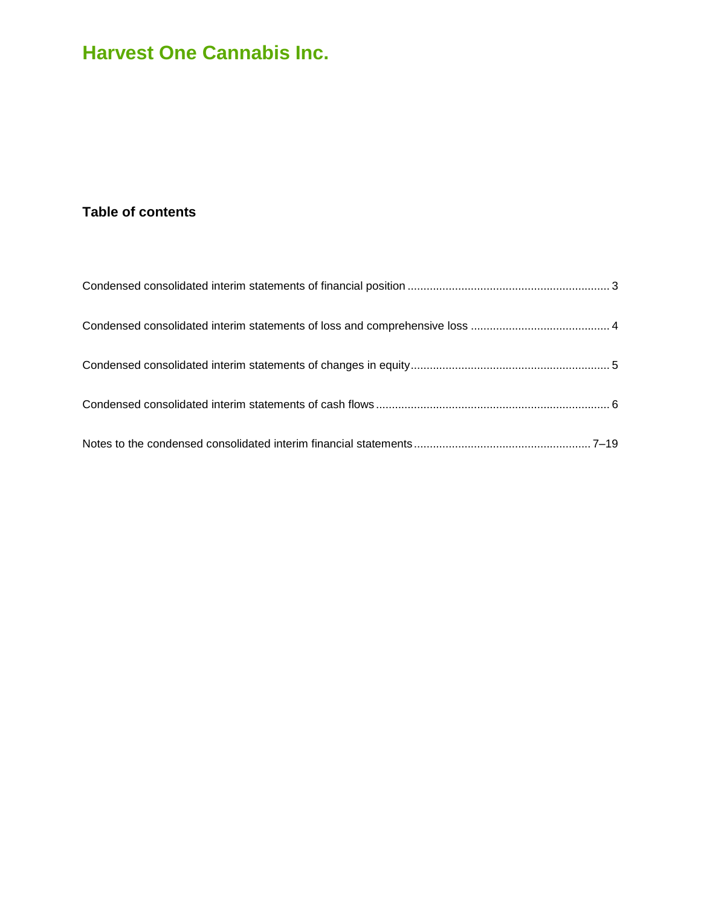# Harvest One Cannabis Inc.

## Table of contents

| | |
|---|---|
| Condensed consolidated interim statements of financial position | 3 |
| Condensed consolidated interim statements of loss and comprehensive loss | 4 |
| Condensed consolidated interim statements of changes in equity | 5 |
| Condensed consolidated interim statements of cash flows | 6 |
| Notes to the condensed consolidated interim financial statements | 7–19 |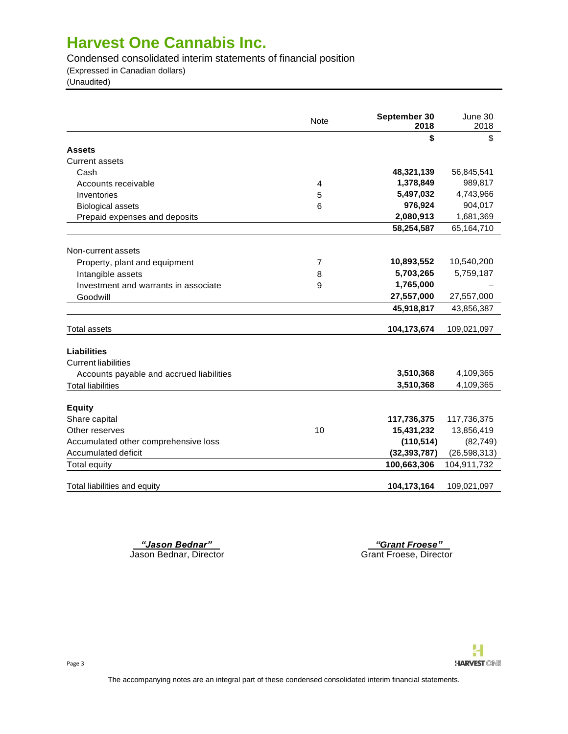# Harvest One Cannabis Inc.

Condensed consolidated interim statements of financial position

(Expressed in Canadian dollars)

(Unaudited)

| | Note | September 30 2018 | June 30 2018 |
|---|---|---|---|
| | | **$** | $ |
| **Assets** | | | |
| Current assets | | | |
| Cash | | **48,321,139** | 56,845,541 |
| Accounts receivable | 4 | **1,378,849** | 989,817 |
| Inventories | 5 | **5,497,032** | 4,743,966 |
| Biological assets | 6 | **976,924** | 904,017 |
| Prepaid expenses and deposits | | **2,080,913** | 1,681,369 |
| | | **58,254,587** | 65,164,710 |
| Non-current assets | | | |
| Property, plant and equipment | 7 | **10,893,552** | 10,540,200 |
| Intangible assets | 8 | **5,703,265** | 5,759,187 |
| Investment and warrants in associate | 9 | **1,765,000** | – |
| Goodwill | | **27,557,000** | 27,557,000 |
| | | **45,918,817** | 43,856,387 |
| Total assets | | **104,173,674** | 109,021,097 |
| **Liabilities** | | | |
| Current liabilities | | | |
| Accounts payable and accrued liabilities | | **3,510,368** | 4,109,365 |
| Total liabilities | | **3,510,368** | 4,109,365 |
| **Equity** | | | |
| Share capital | | **117,736,375** | 117,736,375 |
| Other reserves | 10 | **15,431,232** | 13,856,419 |
| Accumulated other comprehensive loss | | **(110,514)** | (82,749) |
| Accumulated deficit | | **(32,393,787)** | (26,598,313) |
| Total equity | | **100,663,306** | 104,911,732 |
| Total liabilities and equity | | **104,173,164** | 109,021,097 |

*"Jason Bednar"*
Jason Bednar, Director

*"Grant Froese"*
Grant Froese, Director

The accompanying notes are an integral part of these condensed consolidated interim financial statements.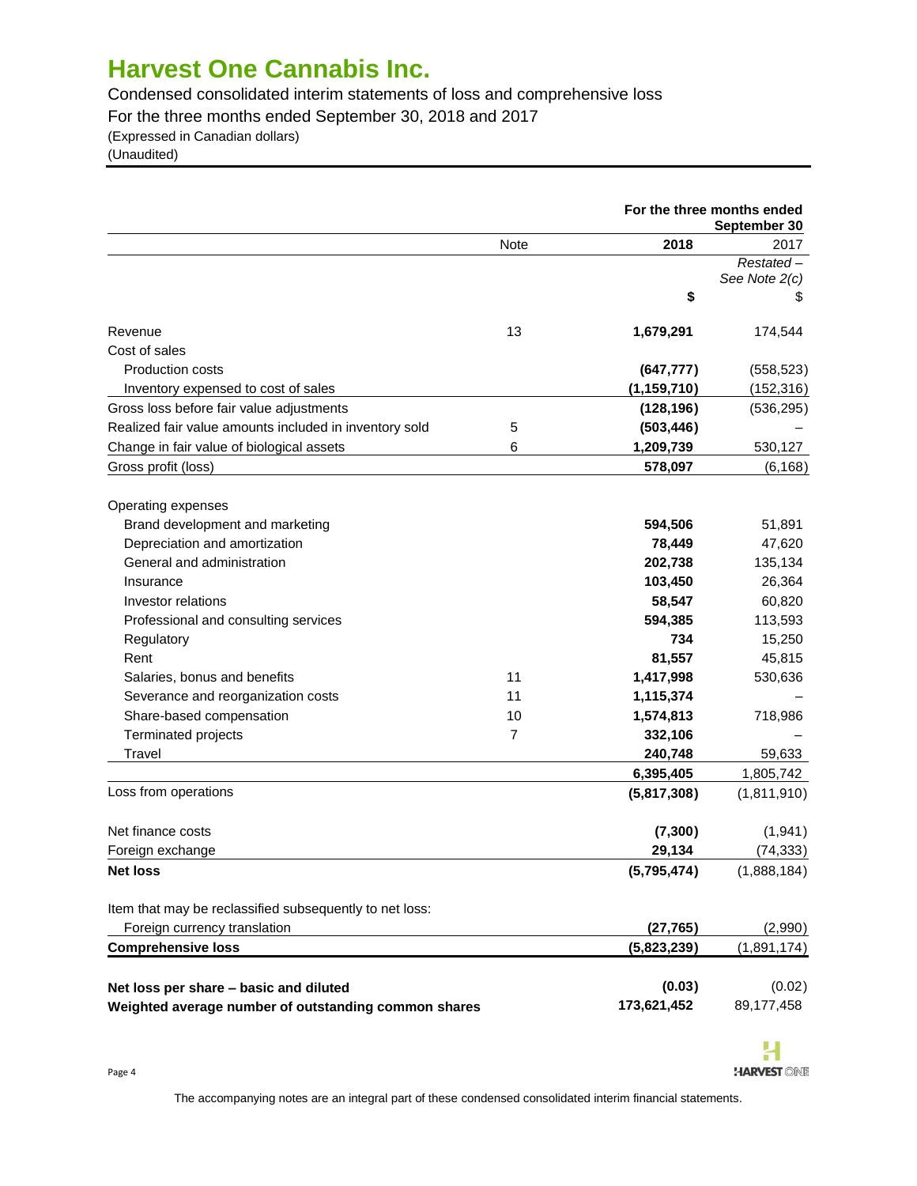# Harvest One Cannabis Inc.

Condensed consolidated interim statements of loss and comprehensive loss
For the three months ended September 30, 2018 and 2017
(Expressed in Canadian dollars)
(Unaudited)

| | Note | For the three months ended September 30 | |
|---|---|---|---|
| | | **2018** | 2017 |
| | | | *Restated – See Note 2(c)* |
| | | **$** | $ |
| Revenue | 13 | **1,679,291** | 174,544 |
| Cost of sales | | | |
| Production costs | | **(647,777)** | (558,523) |
| Inventory expensed to cost of sales | | **(1,159,710)** | (152,316) |
| Gross loss before fair value adjustments | | **(128,196)** | (536,295) |
| Realized fair value amounts included in inventory sold | 5 | **(503,446)** | – |
| Change in fair value of biological assets | 6 | **1,209,739** | 530,127 |
| Gross profit (loss) | | **578,097** | (6,168) |
| | | | |
| Operating expenses | | | |
| Brand development and marketing | | **594,506** | 51,891 |
| Depreciation and amortization | | **78,449** | 47,620 |
| General and administration | | **202,738** | 135,134 |
| Insurance | | **103,450** | 26,364 |
| Investor relations | | **58,547** | 60,820 |
| Professional and consulting services | | **594,385** | 113,593 |
| Regulatory | | **734** | 15,250 |
| Rent | | **81,557** | 45,815 |
| Salaries, bonus and benefits | 11 | **1,417,998** | 530,636 |
| Severance and reorganization costs | 11 | **1,115,374** | – |
| Share-based compensation | 10 | **1,574,813** | 718,986 |
| Terminated projects | 7 | **332,106** | – |
| Travel | | **240,748** | 59,633 |
| | | **6,395,405** | 1,805,742 |
| Loss from operations | | **(5,817,308)** | (1,811,910) |
| | | | |
| Net finance costs | | **(7,300)** | (1,941) |
| Foreign exchange | | **29,134** | (74,333) |
| **Net loss** | | **(5,795,474)** | (1,888,184) |
| | | | |
| Item that may be reclassified subsequently to net loss: | | | |
| Foreign currency translation | | **(27,765)** | (2,990) |
| **Comprehensive loss** | | **(5,823,239)** | (1,891,174) |
| | | | |
| **Net loss per share – basic and diluted** | | **(0.03)** | (0.02) |
| **Weighted average number of outstanding common shares** | | **173,621,452** | 89,177,458 |

The accompanying notes are an integral part of these condensed consolidated interim financial statements.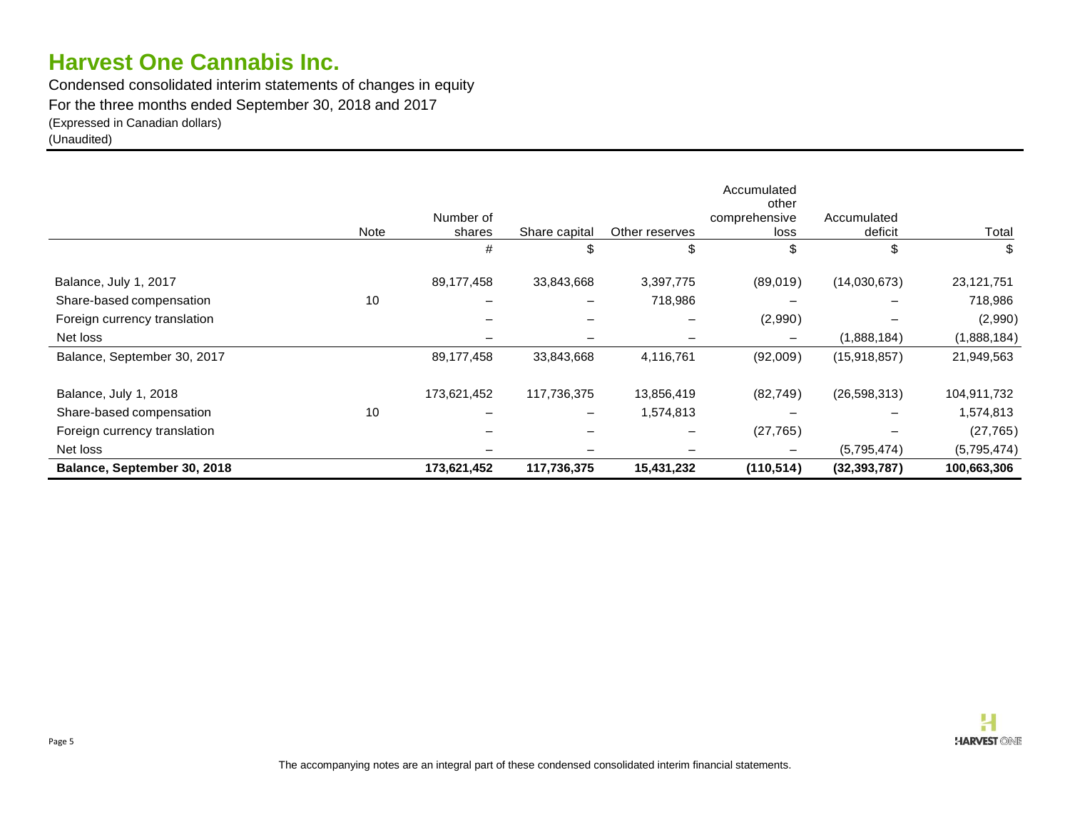# Harvest One Cannabis Inc.

Condensed consolidated interim statements of changes in equity
For the three months ended September 30, 2018 and 2017
(Expressed in Canadian dollars)
(Unaudited)

| | Note | Number of shares | Share capital | Other reserves | Accumulated other comprehensive loss | Accumulated deficit | Total |
|---|---|---|---|---|---|---|---|
| | | # | $ | $ | $ | $ | $ |
| Balance, July 1, 2017 | | 89,177,458 | 33,843,668 | 3,397,775 | (89,019) | (14,030,673) | 23,121,751 |
| Share-based compensation | 10 | – | – | 718,986 | – | – | 718,986 |
| Foreign currency translation | | – | – | – | (2,990) | – | (2,990) |
| Net loss | | – | – | – | – | (1,888,184) | (1,888,184) |
| Balance, September 30, 2017 | | 89,177,458 | 33,843,668 | 4,116,761 | (92,009) | (15,918,857) | 21,949,563 |
| Balance, July 1, 2018 | | 173,621,452 | 117,736,375 | 13,856,419 | (82,749) | (26,598,313) | 104,911,732 |
| Share-based compensation | 10 | – | – | 1,574,813 | – | – | 1,574,813 |
| Foreign currency translation | | – | – | – | (27,765) | – | (27,765) |
| Net loss | | – | – | – | – | (5,795,474) | (5,795,474) |
| **Balance, September 30, 2018** | | **173,621,452** | **117,736,375** | **15,431,232** | **(110,514)** | **(32,393,787)** | **100,663,306** |

The accompanying notes are an integral part of these condensed consolidated interim financial statements.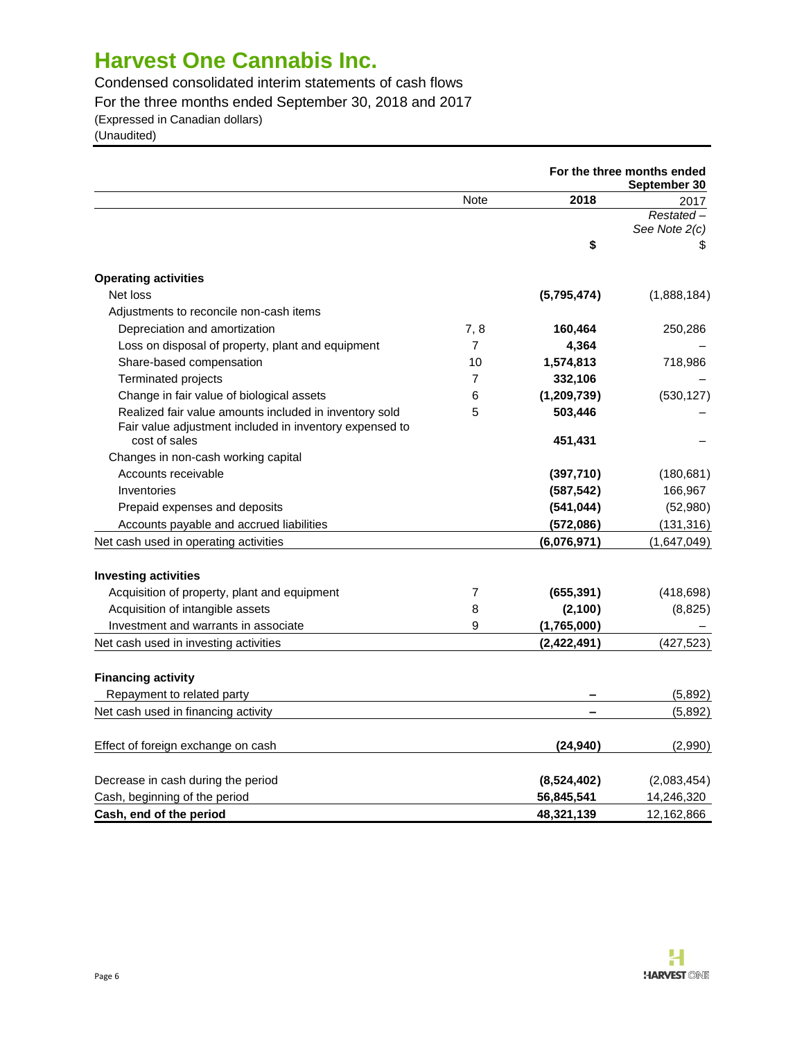# Harvest One Cannabis Inc.

Condensed consolidated interim statements of cash flows
For the three months ended September 30, 2018 and 2017
(Expressed in Canadian dollars)
(Unaudited)

| | Note | For the three months ended September 30 2018 | 2017 |
|---|---|---|---|
| | | | *Restated – See Note 2(c)* |
| | | **$** | $ |
| **Operating activities** | | | |
| Net loss | | **(5,795,474)** | (1,888,184) |
| Adjustments to reconcile non-cash items | | | |
| Depreciation and amortization | 7, 8 | **160,464** | 250,286 |
| Loss on disposal of property, plant and equipment | 7 | **4,364** | – |
| Share-based compensation | 10 | **1,574,813** | 718,986 |
| Terminated projects | 7 | **332,106** | – |
| Change in fair value of biological assets | 6 | **(1,209,739)** | (530,127) |
| Realized fair value amounts included in inventory sold | 5 | **503,446** | – |
| Fair value adjustment included in inventory expensed to cost of sales | | **451,431** | – |
| Changes in non-cash working capital | | | |
| Accounts receivable | | **(397,710)** | (180,681) |
| Inventories | | **(587,542)** | 166,967 |
| Prepaid expenses and deposits | | **(541,044)** | (52,980) |
| Accounts payable and accrued liabilities | | **(572,086)** | (131,316) |
| Net cash used in operating activities | | **(6,076,971)** | (1,647,049) |
| **Investing activities** | | | |
| Acquisition of property, plant and equipment | 7 | **(655,391)** | (418,698) |
| Acquisition of intangible assets | 8 | **(2,100)** | (8,825) |
| Investment and warrants in associate | 9 | **(1,765,000)** | – |
| Net cash used in investing activities | | **(2,422,491)** | (427,523) |
| **Financing activity** | | | |
| Repayment to related party | | **–** | (5,892) |
| Net cash used in financing activity | | **–** | (5,892) |
| Effect of foreign exchange on cash | | **(24,940)** | (2,990) |
| Decrease in cash during the period | | **(8,524,402)** | (2,083,454) |
| Cash, beginning of the period | | **56,845,541** | 14,246,320 |
| **Cash, end of the period** | | **48,321,139** | 12,162,866 |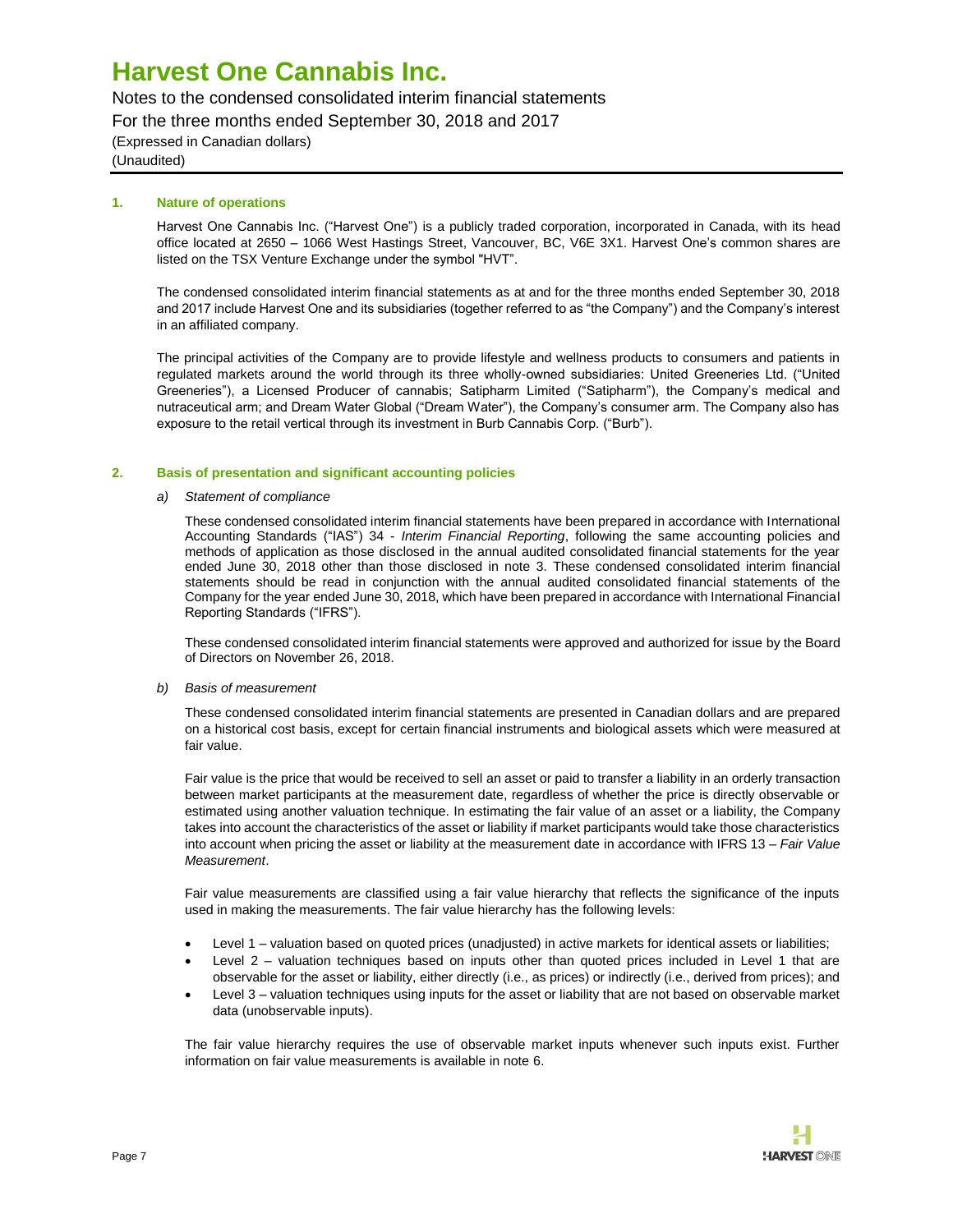## 1. Nature of operations

Harvest One Cannabis Inc. ("Harvest One") is a publicly traded corporation, incorporated in Canada, with its head office located at 2650 – 1066 West Hastings Street, Vancouver, BC, V6E 3X1. Harvest One's common shares are listed on the TSX Venture Exchange under the symbol "HVT".

The condensed consolidated interim financial statements as at and for the three months ended September 30, 2018 and 2017 include Harvest One and its subsidiaries (together referred to as "the Company") and the Company's interest in an affiliated company.

The principal activities of the Company are to provide lifestyle and wellness products to consumers and patients in regulated markets around the world through its three wholly-owned subsidiaries: United Greeneries Ltd. ("United Greeneries"), a Licensed Producer of cannabis; Satipharm Limited ("Satipharm"), the Company's medical and nutraceutical arm; and Dream Water Global ("Dream Water"), the Company's consumer arm. The Company also has exposure to the retail vertical through its investment in Burb Cannabis Corp. ("Burb").

## 2. Basis of presentation and significant accounting policies

*a) Statement of compliance*

These condensed consolidated interim financial statements have been prepared in accordance with International Accounting Standards ("IAS") 34 - *Interim Financial Reporting*, following the same accounting policies and methods of application as those disclosed in the annual audited consolidated financial statements for the year ended June 30, 2018 other than those disclosed in note 3. These condensed consolidated interim financial statements should be read in conjunction with the annual audited consolidated financial statements of the Company for the year ended June 30, 2018, which have been prepared in accordance with International Financial Reporting Standards ("IFRS").

These condensed consolidated interim financial statements were approved and authorized for issue by the Board of Directors on November 26, 2018.

*b) Basis of measurement*

These condensed consolidated interim financial statements are presented in Canadian dollars and are prepared on a historical cost basis, except for certain financial instruments and biological assets which were measured at fair value.

Fair value is the price that would be received to sell an asset or paid to transfer a liability in an orderly transaction between market participants at the measurement date, regardless of whether the price is directly observable or estimated using another valuation technique. In estimating the fair value of an asset or a liability, the Company takes into account the characteristics of the asset or liability if market participants would take those characteristics into account when pricing the asset or liability at the measurement date in accordance with IFRS 13 – *Fair Value Measurement*.

Fair value measurements are classified using a fair value hierarchy that reflects the significance of the inputs used in making the measurements. The fair value hierarchy has the following levels:

- Level 1 – valuation based on quoted prices (unadjusted) in active markets for identical assets or liabilities;
- Level 2 – valuation techniques based on inputs other than quoted prices included in Level 1 that are observable for the asset or liability, either directly (i.e., as prices) or indirectly (i.e., derived from prices); and
- Level 3 – valuation techniques using inputs for the asset or liability that are not based on observable market data (unobservable inputs).

The fair value hierarchy requires the use of observable market inputs whenever such inputs exist. Further information on fair value measurements is available in note 6.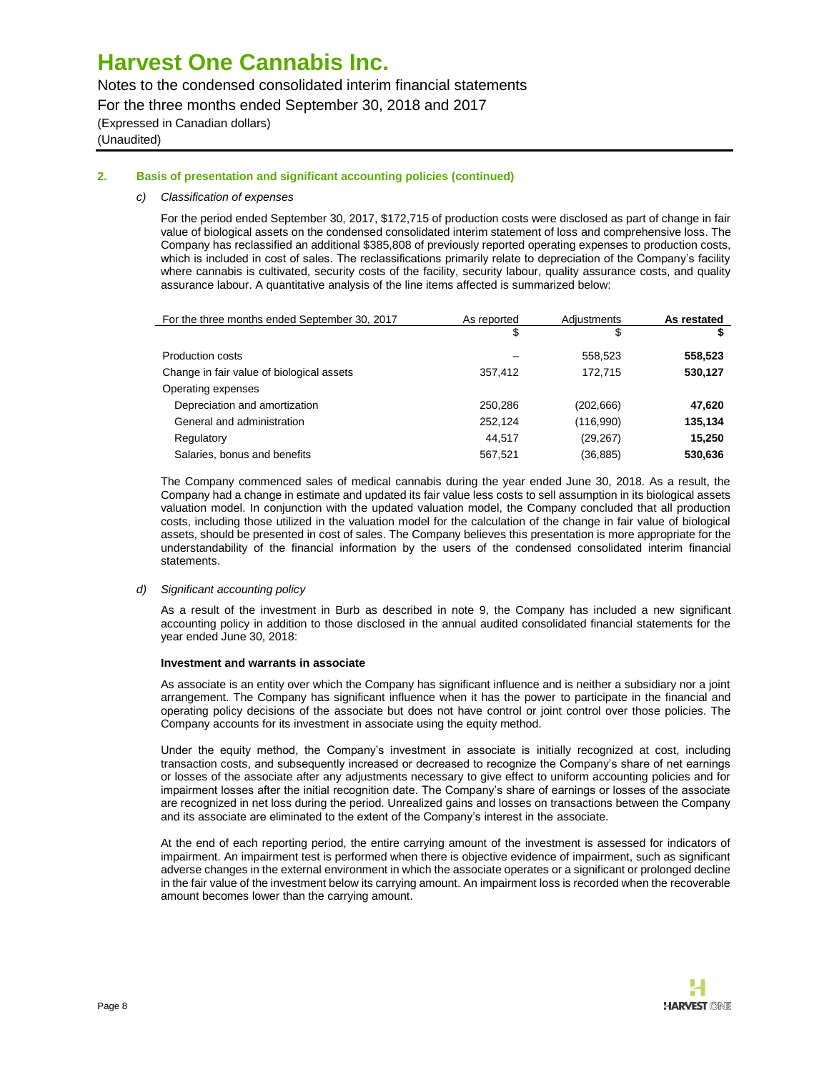# Harvest One Cannabis Inc.

Notes to the condensed consolidated interim financial statements
For the three months ended September 30, 2018 and 2017
(Expressed in Canadian dollars)
(Unaudited)

## 2. Basis of presentation and significant accounting policies (continued)

### *c) Classification of expenses*

For the period ended September 30, 2017, $172,715 of production costs were disclosed as part of change in fair value of biological assets on the condensed consolidated interim statement of loss and comprehensive loss. The Company has reclassified an additional $385,808 of previously reported operating expenses to production costs, which is included in cost of sales. The reclassifications primarily relate to depreciation of the Company's facility where cannabis is cultivated, security costs of the facility, security labour, quality assurance costs, and quality assurance labour. A quantitative analysis of the line items affected is summarized below:

| For the three months ended September 30, 2017 | As reported | Adjustments | **As restated** |
|---|---|---|---|
| | $ | $ | **$** |
| Production costs | – | 558,523 | **558,523** |
| Change in fair value of biological assets | 357,412 | 172,715 | **530,127** |
| Operating expenses | | | |
| Depreciation and amortization | 250,286 | (202,666) | **47,620** |
| General and administration | 252,124 | (116,990) | **135,134** |
| Regulatory | 44,517 | (29,267) | **15,250** |
| Salaries, bonus and benefits | 567,521 | (36,885) | **530,636** |

The Company commenced sales of medical cannabis during the year ended June 30, 2018. As a result, the Company had a change in estimate and updated its fair value less costs to sell assumption in its biological assets valuation model. In conjunction with the updated valuation model, the Company concluded that all production costs, including those utilized in the valuation model for the calculation of the change in fair value of biological assets, should be presented in cost of sales. The Company believes this presentation is more appropriate for the understandability of the financial information by the users of the condensed consolidated interim financial statements.

### *d) Significant accounting policy*

As a result of the investment in Burb as described in note 9, the Company has included a new significant accounting policy in addition to those disclosed in the annual audited consolidated financial statements for the year ended June 30, 2018:

**Investment and warrants in associate**

As associate is an entity over which the Company has significant influence and is neither a subsidiary nor a joint arrangement. The Company has significant influence when it has the power to participate in the financial and operating policy decisions of the associate but does not have control or joint control over those policies. The Company accounts for its investment in associate using the equity method.

Under the equity method, the Company's investment in associate is initially recognized at cost, including transaction costs, and subsequently increased or decreased to recognize the Company's share of net earnings or losses of the associate after any adjustments necessary to give effect to uniform accounting policies and for impairment losses after the initial recognition date. The Company's share of earnings or losses of the associate are recognized in net loss during the period. Unrealized gains and losses on transactions between the Company and its associate are eliminated to the extent of the Company's interest in the associate.

At the end of each reporting period, the entire carrying amount of the investment is assessed for indicators of impairment. An impairment test is performed when there is objective evidence of impairment, such as significant adverse changes in the external environment in which the associate operates or a significant or prolonged decline in the fair value of the investment below its carrying amount. An impairment loss is recorded when the recoverable amount becomes lower than the carrying amount.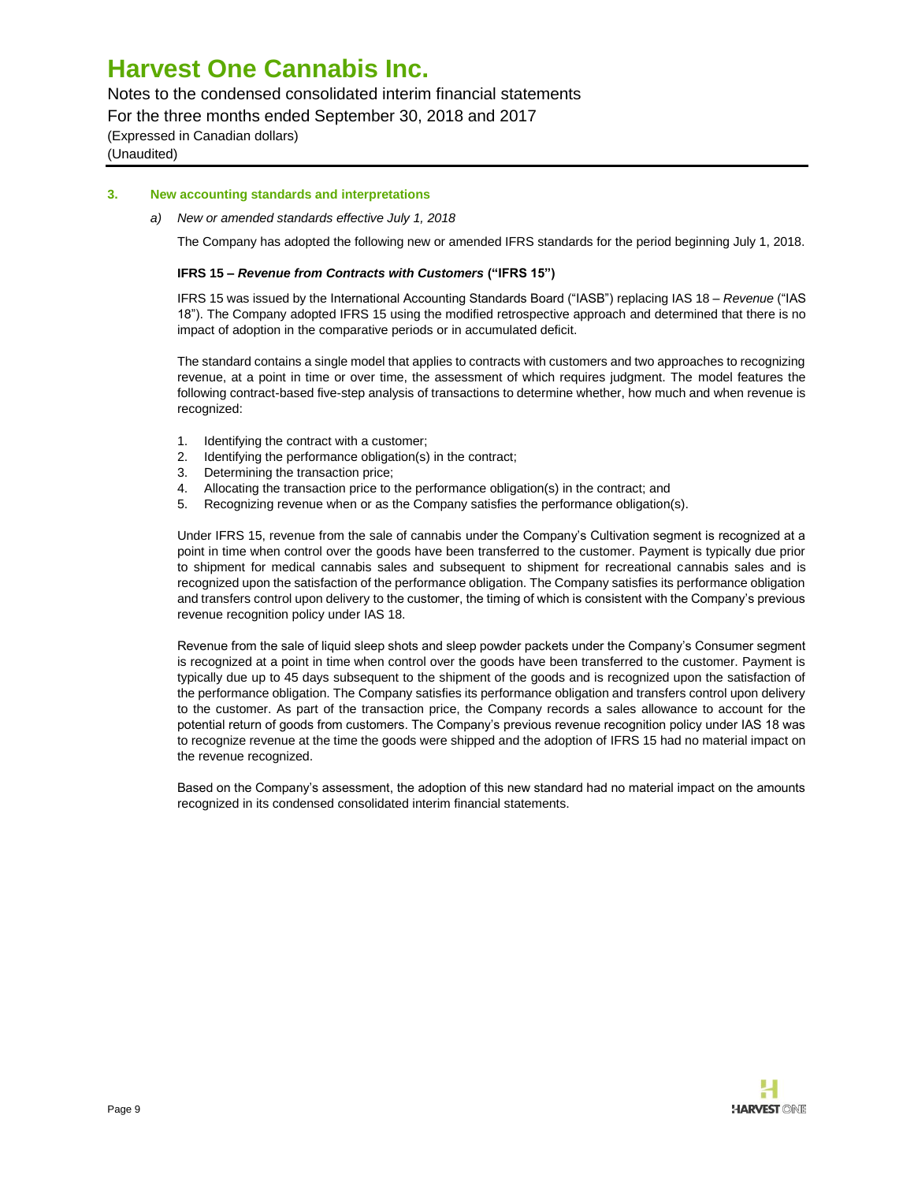### 3. New accounting standards and interpretations

*a) New or amended standards effective July 1, 2018*

The Company has adopted the following new or amended IFRS standards for the period beginning July 1, 2018.

**IFRS 15 – *Revenue from Contracts with Customers* ("IFRS 15")**

IFRS 15 was issued by the International Accounting Standards Board ("IASB") replacing IAS 18 – *Revenue* ("IAS 18"). The Company adopted IFRS 15 using the modified retrospective approach and determined that there is no impact of adoption in the comparative periods or in accumulated deficit.

The standard contains a single model that applies to contracts with customers and two approaches to recognizing revenue, at a point in time or over time, the assessment of which requires judgment. The model features the following contract-based five-step analysis of transactions to determine whether, how much and when revenue is recognized:

1. Identifying the contract with a customer;
2. Identifying the performance obligation(s) in the contract;
3. Determining the transaction price;
4. Allocating the transaction price to the performance obligation(s) in the contract; and
5. Recognizing revenue when or as the Company satisfies the performance obligation(s).

Under IFRS 15, revenue from the sale of cannabis under the Company's Cultivation segment is recognized at a point in time when control over the goods have been transferred to the customer. Payment is typically due prior to shipment for medical cannabis sales and subsequent to shipment for recreational cannabis sales and is recognized upon the satisfaction of the performance obligation. The Company satisfies its performance obligation and transfers control upon delivery to the customer, the timing of which is consistent with the Company's previous revenue recognition policy under IAS 18.

Revenue from the sale of liquid sleep shots and sleep powder packets under the Company's Consumer segment is recognized at a point in time when control over the goods have been transferred to the customer. Payment is typically due up to 45 days subsequent to the shipment of the goods and is recognized upon the satisfaction of the performance obligation. The Company satisfies its performance obligation and transfers control upon delivery to the customer. As part of the transaction price, the Company records a sales allowance to account for the potential return of goods from customers. The Company's previous revenue recognition policy under IAS 18 was to recognize revenue at the time the goods were shipped and the adoption of IFRS 15 had no material impact on the revenue recognized.

Based on the Company's assessment, the adoption of this new standard had no material impact on the amounts recognized in its condensed consolidated interim financial statements.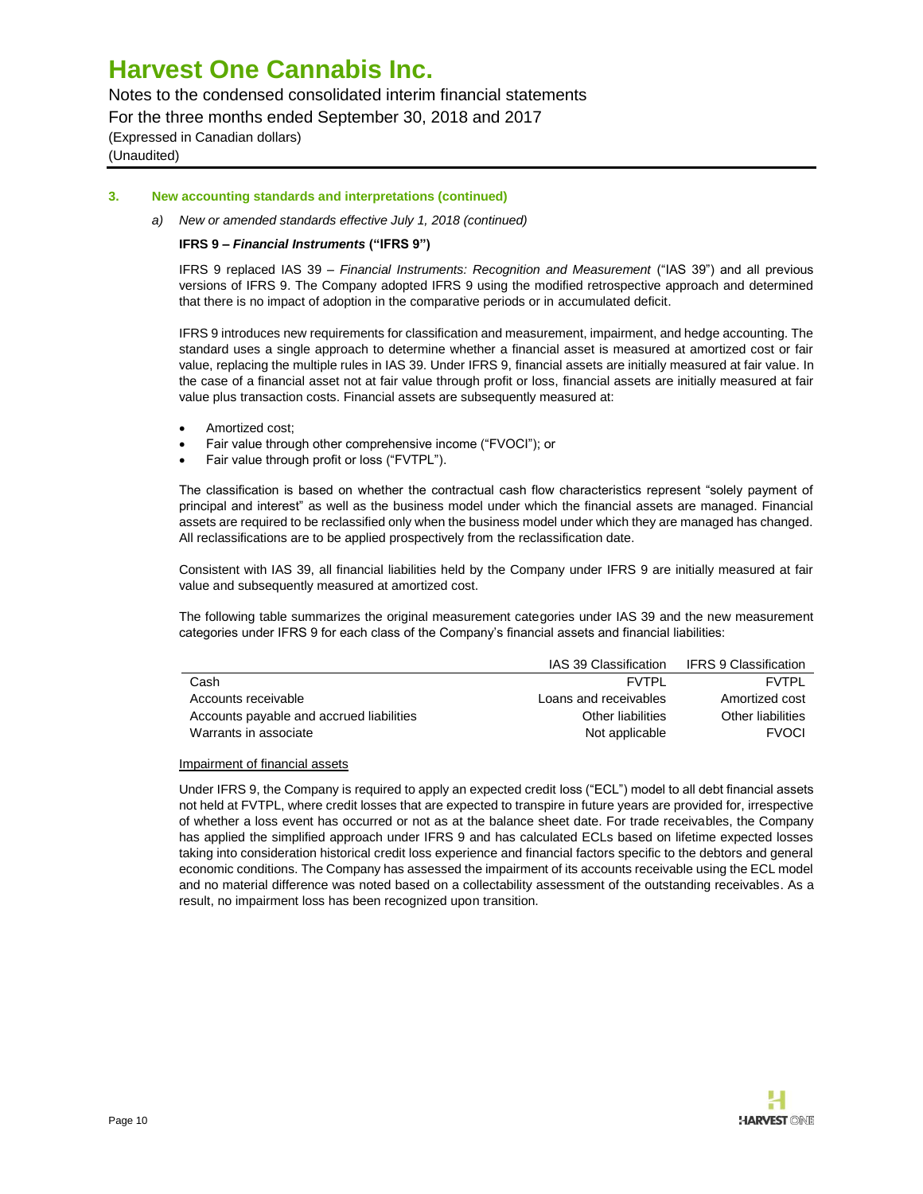### 3. New accounting standards and interpretations (continued)

*a) New or amended standards effective July 1, 2018 (continued)*

**IFRS 9 – *Financial Instruments* ("IFRS 9")**

IFRS 9 replaced IAS 39 – *Financial Instruments: Recognition and Measurement* ("IAS 39") and all previous versions of IFRS 9. The Company adopted IFRS 9 using the modified retrospective approach and determined that there is no impact of adoption in the comparative periods or in accumulated deficit.

IFRS 9 introduces new requirements for classification and measurement, impairment, and hedge accounting. The standard uses a single approach to determine whether a financial asset is measured at amortized cost or fair value, replacing the multiple rules in IAS 39. Under IFRS 9, financial assets are initially measured at fair value. In the case of a financial asset not at fair value through profit or loss, financial assets are initially measured at fair value plus transaction costs. Financial assets are subsequently measured at:

- Amortized cost;
- Fair value through other comprehensive income ("FVOCI"); or
- Fair value through profit or loss ("FVTPL").

The classification is based on whether the contractual cash flow characteristics represent "solely payment of principal and interest" as well as the business model under which the financial assets are managed. Financial assets are required to be reclassified only when the business model under which they are managed has changed. All reclassifications are to be applied prospectively from the reclassification date.

Consistent with IAS 39, all financial liabilities held by the Company under IFRS 9 are initially measured at fair value and subsequently measured at amortized cost.

The following table summarizes the original measurement categories under IAS 39 and the new measurement categories under IFRS 9 for each class of the Company's financial assets and financial liabilities:

| | IAS 39 Classification | IFRS 9 Classification |
|---|---|---|
| Cash | FVTPL | FVTPL |
| Accounts receivable | Loans and receivables | Amortized cost |
| Accounts payable and accrued liabilities | Other liabilities | Other liabilities |
| Warrants in associate | Not applicable | FVOCI |

Impairment of financial assets

Under IFRS 9, the Company is required to apply an expected credit loss ("ECL") model to all debt financial assets not held at FVTPL, where credit losses that are expected to transpire in future years are provided for, irrespective of whether a loss event has occurred or not as at the balance sheet date. For trade receivables, the Company has applied the simplified approach under IFRS 9 and has calculated ECLs based on lifetime expected losses taking into consideration historical credit loss experience and financial factors specific to the debtors and general economic conditions. The Company has assessed the impairment of its accounts receivable using the ECL model and no material difference was noted based on a collectability assessment of the outstanding receivables. As a result, no impairment loss has been recognized upon transition.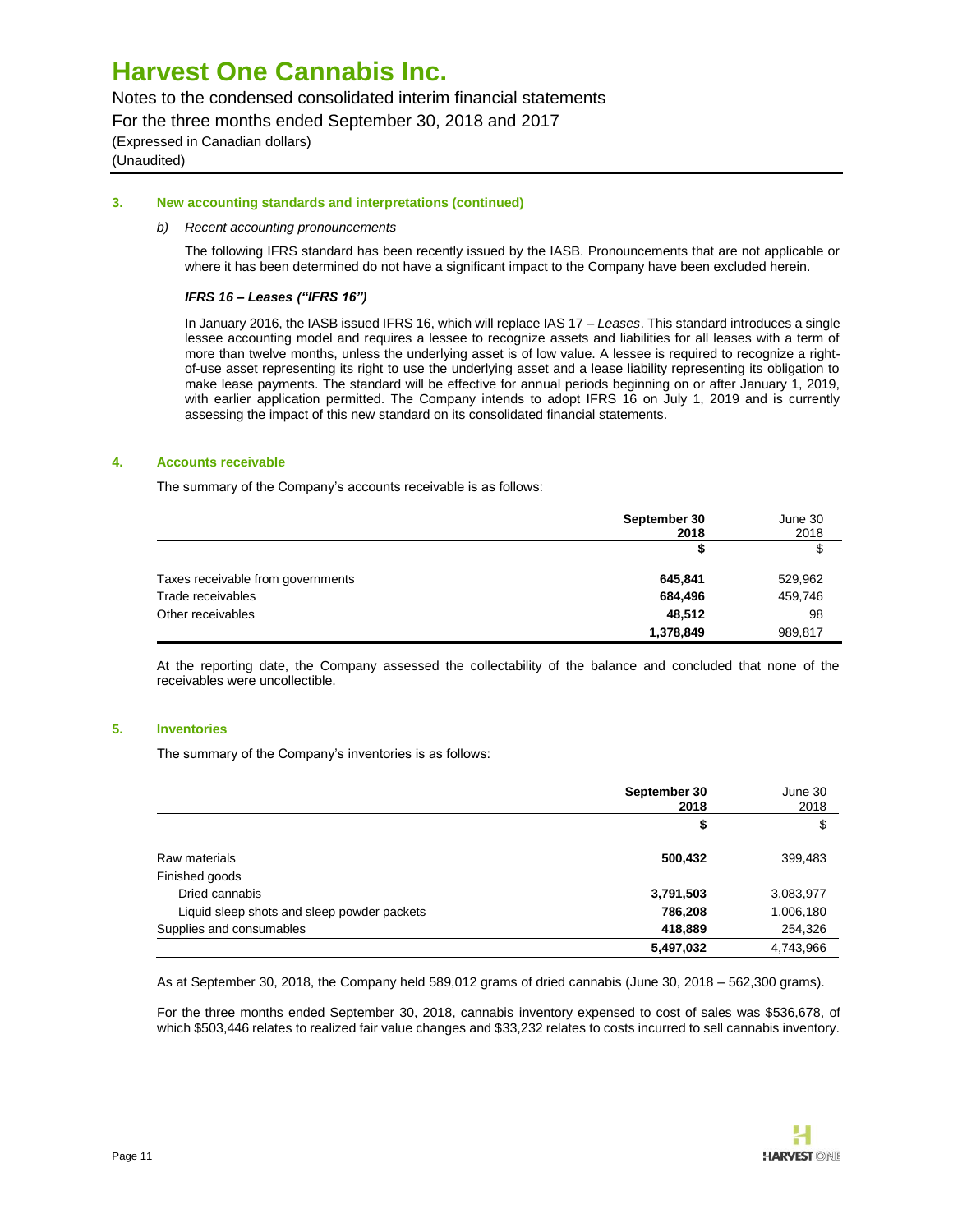### 3. New accounting standards and interpretations (continued)

*b) Recent accounting pronouncements*

The following IFRS standard has been recently issued by the IASB. Pronouncements that are not applicable or where it has been determined do not have a significant impact to the Company have been excluded herein.

***IFRS 16 – Leases ("IFRS 16")***

In January 2016, the IASB issued IFRS 16, which will replace IAS 17 – *Leases*. This standard introduces a single lessee accounting model and requires a lessee to recognize assets and liabilities for all leases with a term of more than twelve months, unless the underlying asset is of low value. A lessee is required to recognize a right-of-use asset representing its right to use the underlying asset and a lease liability representing its obligation to make lease payments. The standard will be effective for annual periods beginning on or after January 1, 2019, with earlier application permitted. The Company intends to adopt IFRS 16 on July 1, 2019 and is currently assessing the impact of this new standard on its consolidated financial statements.

### 4. Accounts receivable

The summary of the Company's accounts receivable is as follows:

| | **September 30 2018** | June 30 2018 |
|---|---|---|
| | **$** | $ |
| Taxes receivable from governments | **645,841** | 529,962 |
| Trade receivables | **684,496** | 459,746 |
| Other receivables | **48,512** | 98 |
| | **1,378,849** | 989,817 |

At the reporting date, the Company assessed the collectability of the balance and concluded that none of the receivables were uncollectible.

### 5. Inventories

The summary of the Company's inventories is as follows:

| | **September 30 2018** | June 30 2018 |
|---|---|---|
| | **$** | $ |
| Raw materials | **500,432** | 399,483 |
| Finished goods | | |
| Dried cannabis | **3,791,503** | 3,083,977 |
| Liquid sleep shots and sleep powder packets | **786,208** | 1,006,180 |
| Supplies and consumables | **418,889** | 254,326 |
| | **5,497,032** | 4,743,966 |

As at September 30, 2018, the Company held 589,012 grams of dried cannabis (June 30, 2018 – 562,300 grams).

For the three months ended September 30, 2018, cannabis inventory expensed to cost of sales was $536,678, of which $503,446 relates to realized fair value changes and $33,232 relates to costs incurred to sell cannabis inventory.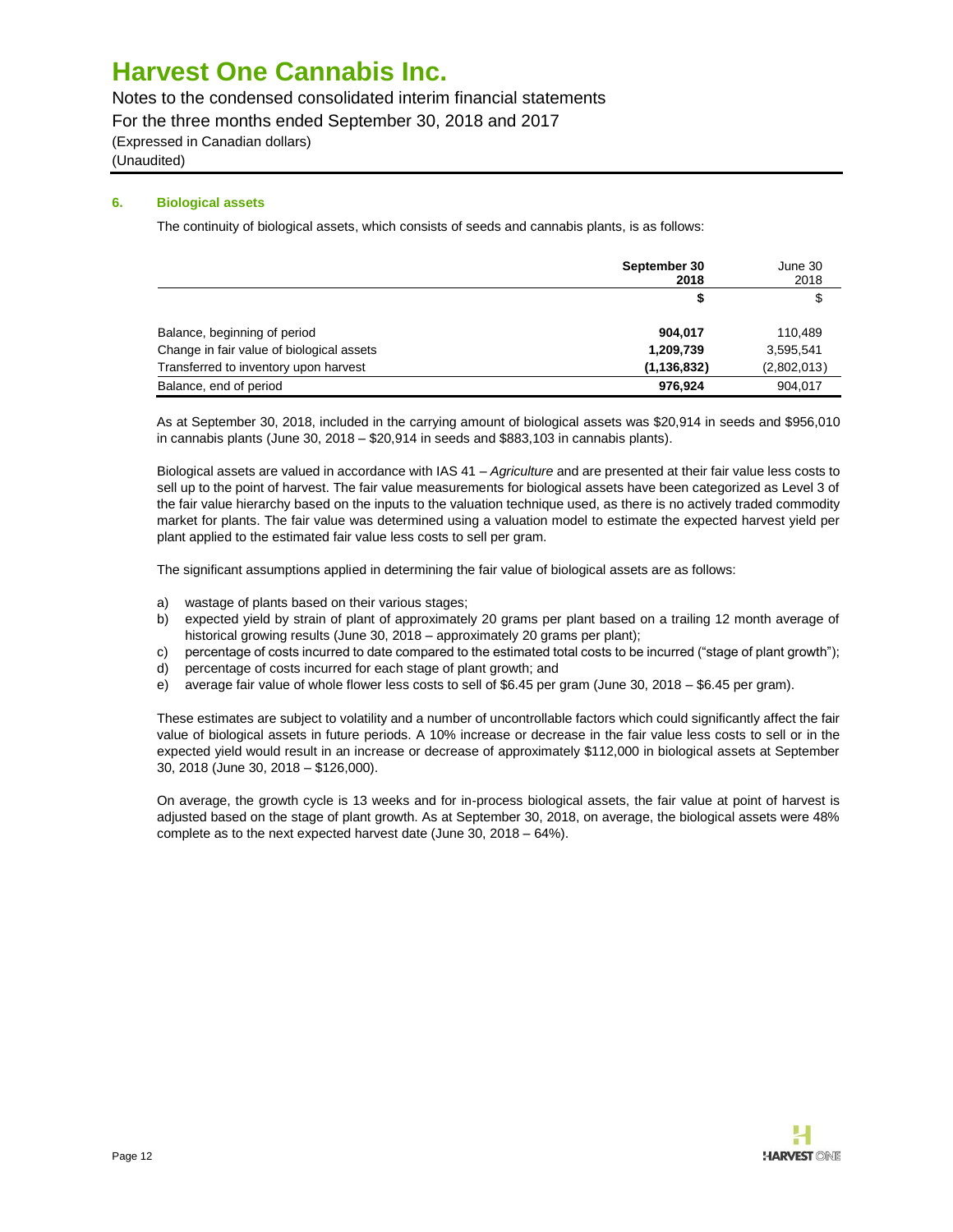### 6. Biological assets

The continuity of biological assets, which consists of seeds and cannabis plants, is as follows:

| | **September 30 2018** | June 30 2018 |
|---|---|---|
| | **$** | $ |
| Balance, beginning of period | **904,017** | 110,489 |
| Change in fair value of biological assets | **1,209,739** | 3,595,541 |
| Transferred to inventory upon harvest | **(1,136,832)** | (2,802,013) |
| Balance, end of period | **976,924** | 904,017 |

As at September 30, 2018, included in the carrying amount of biological assets was $20,914 in seeds and $956,010 in cannabis plants (June 30, 2018 – $20,914 in seeds and $883,103 in cannabis plants).

Biological assets are valued in accordance with IAS 41 – *Agriculture* and are presented at their fair value less costs to sell up to the point of harvest. The fair value measurements for biological assets have been categorized as Level 3 of the fair value hierarchy based on the inputs to the valuation technique used, as there is no actively traded commodity market for plants. The fair value was determined using a valuation model to estimate the expected harvest yield per plant applied to the estimated fair value less costs to sell per gram.

The significant assumptions applied in determining the fair value of biological assets are as follows:

a) wastage of plants based on their various stages;
b) expected yield by strain of plant of approximately 20 grams per plant based on a trailing 12 month average of historical growing results (June 30, 2018 – approximately 20 grams per plant);
c) percentage of costs incurred to date compared to the estimated total costs to be incurred ("stage of plant growth");
d) percentage of costs incurred for each stage of plant growth; and
e) average fair value of whole flower less costs to sell of $6.45 per gram (June 30, 2018 – $6.45 per gram).

These estimates are subject to volatility and a number of uncontrollable factors which could significantly affect the fair value of biological assets in future periods. A 10% increase or decrease in the fair value less costs to sell or in the expected yield would result in an increase or decrease of approximately $112,000 in biological assets at September 30, 2018 (June 30, 2018 – $126,000).

On average, the growth cycle is 13 weeks and for in-process biological assets, the fair value at point of harvest is adjusted based on the stage of plant growth. As at September 30, 2018, on average, the biological assets were 48% complete as to the next expected harvest date (June 30, 2018 – 64%).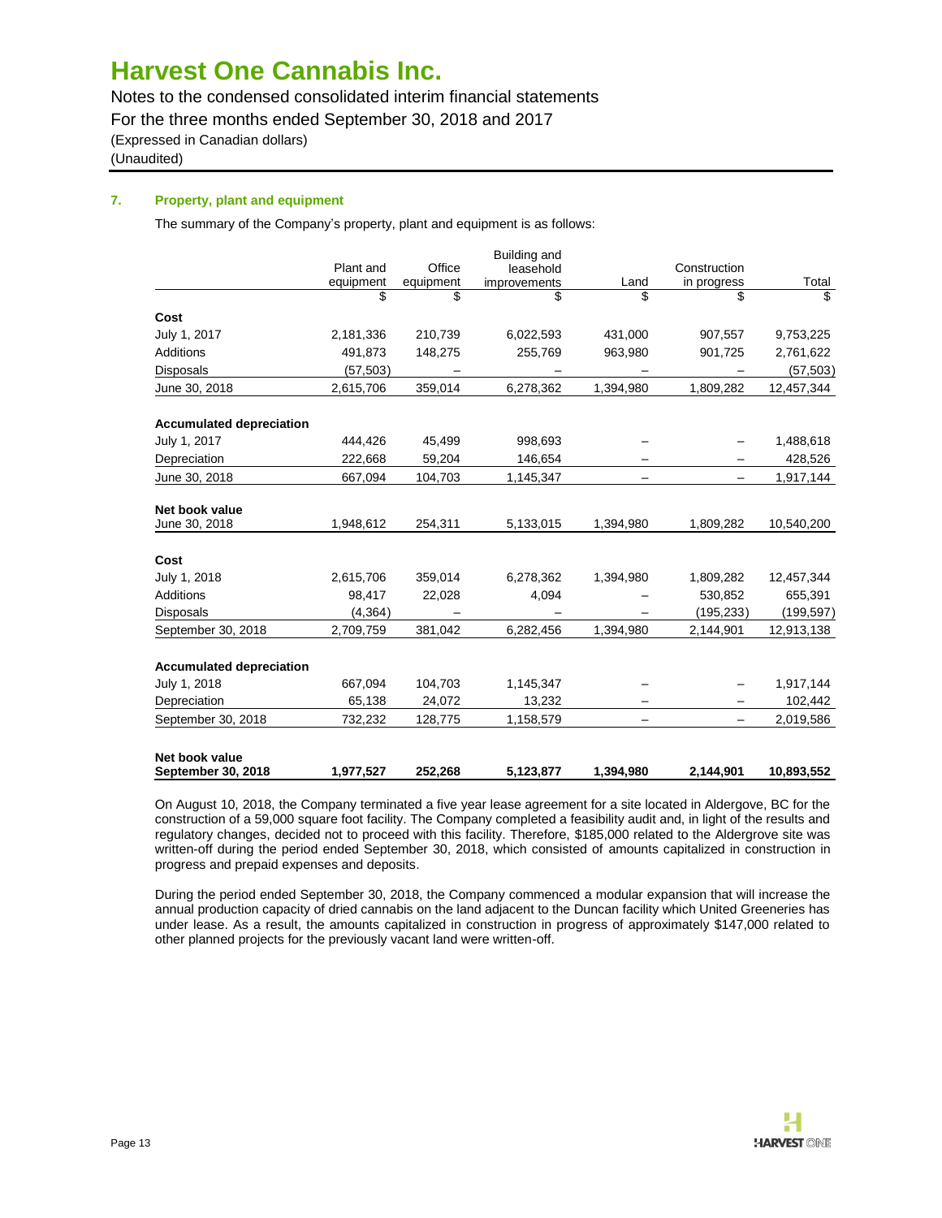# Harvest One Cannabis Inc.

Notes to the condensed consolidated interim financial statements
For the three months ended September 30, 2018 and 2017
(Expressed in Canadian dollars)
(Unaudited)

## 7. Property, plant and equipment

The summary of the Company's property, plant and equipment is as follows:

| | Plant and equipment | Office equipment | Building and leasehold improvements | Land | Construction in progress | Total |
|---|---|---|---|---|---|---|
| | $ | $ | $ | $ | $ | $ |
| **Cost** | | | | | | |
| July 1, 2017 | 2,181,336 | 210,739 | 6,022,593 | 431,000 | 907,557 | 9,753,225 |
| Additions | 491,873 | 148,275 | 255,769 | 963,980 | 901,725 | 2,761,622 |
| Disposals | (57,503) | – | – | – | – | (57,503) |
| June 30, 2018 | 2,615,706 | 359,014 | 6,278,362 | 1,394,980 | 1,809,282 | 12,457,344 |
| **Accumulated depreciation** | | | | | | |
| July 1, 2017 | 444,426 | 45,499 | 998,693 | – | – | 1,488,618 |
| Depreciation | 222,668 | 59,204 | 146,654 | – | – | 428,526 |
| June 30, 2018 | 667,094 | 104,703 | 1,145,347 | – | – | 1,917,144 |
| **Net book value** June 30, 2018 | 1,948,612 | 254,311 | 5,133,015 | 1,394,980 | 1,809,282 | 10,540,200 |
| **Cost** | | | | | | |
| July 1, 2018 | 2,615,706 | 359,014 | 6,278,362 | 1,394,980 | 1,809,282 | 12,457,344 |
| Additions | 98,417 | 22,028 | 4,094 | – | 530,852 | 655,391 |
| Disposals | (4,364) | – | – | – | (195,233) | (199,597) |
| September 30, 2018 | 2,709,759 | 381,042 | 6,282,456 | 1,394,980 | 2,144,901 | 12,913,138 |
| **Accumulated depreciation** | | | | | | |
| July 1, 2018 | 667,094 | 104,703 | 1,145,347 | – | – | 1,917,144 |
| Depreciation | 65,138 | 24,072 | 13,232 | – | – | 102,442 |
| September 30, 2018 | 732,232 | 128,775 | 1,158,579 | – | – | 2,019,586 |
| **Net book value September 30, 2018** | **1,977,527** | **252,268** | **5,123,877** | **1,394,980** | **2,144,901** | **10,893,552** |

On August 10, 2018, the Company terminated a five year lease agreement for a site located in Aldergove, BC for the construction of a 59,000 square foot facility. The Company completed a feasibility audit and, in light of the results and regulatory changes, decided not to proceed with this facility. Therefore, $185,000 related to the Aldergrove site was written-off during the period ended September 30, 2018, which consisted of amounts capitalized in construction in progress and prepaid expenses and deposits.

During the period ended September 30, 2018, the Company commenced a modular expansion that will increase the annual production capacity of dried cannabis on the land adjacent to the Duncan facility which United Greeneries has under lease. As a result, the amounts capitalized in construction in progress of approximately $147,000 related to other planned projects for the previously vacant land were written-off.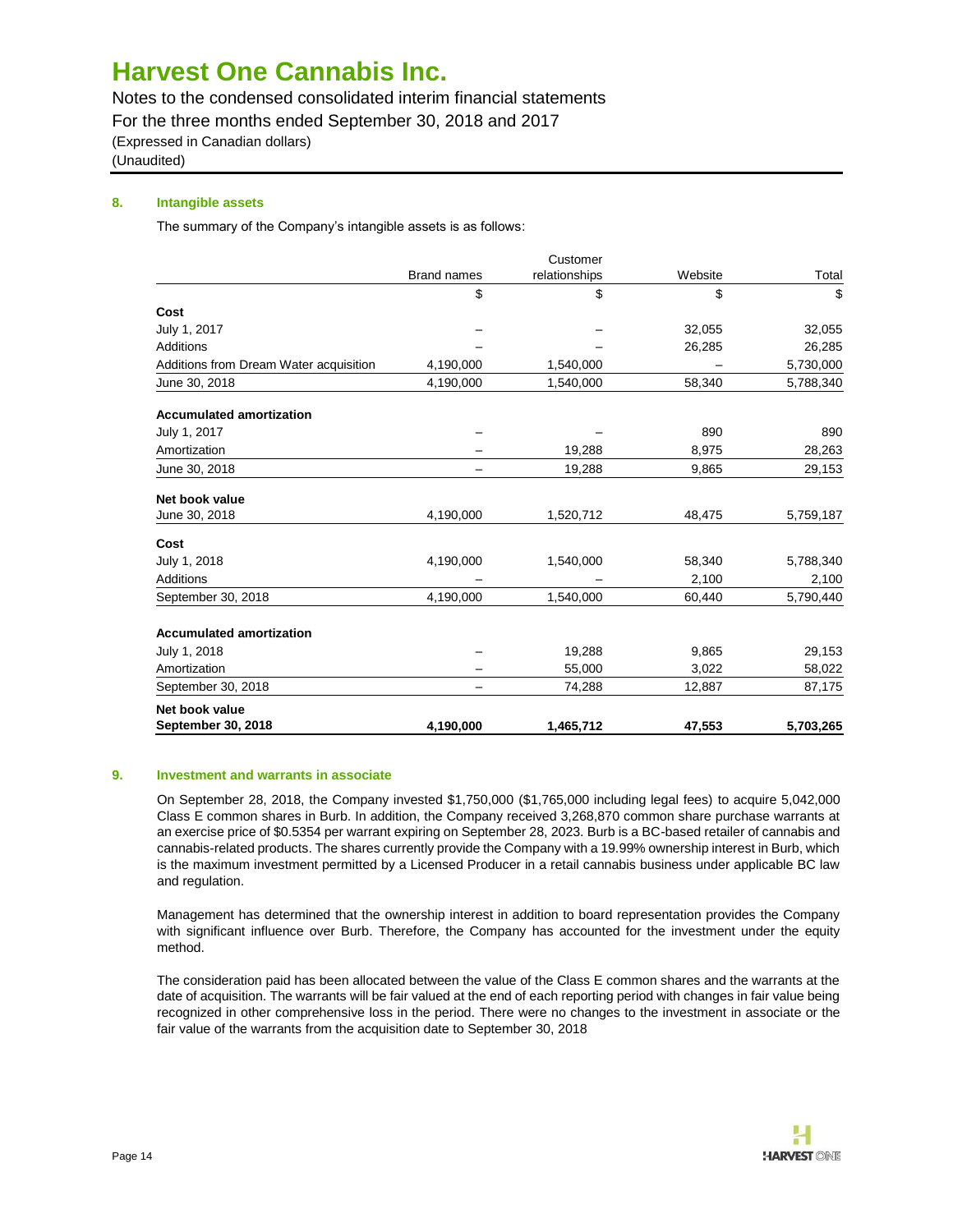## 8. Intangible assets

The summary of the Company's intangible assets is as follows:

| | Brand names | Customer relationships | Website | Total |
|---|---|---|---|---|
| | $ | $ | $ | $ |
| **Cost** | | | | |
| July 1, 2017 | – | – | 32,055 | 32,055 |
| Additions | – | – | 26,285 | 26,285 |
| Additions from Dream Water acquisition | 4,190,000 | 1,540,000 | – | 5,730,000 |
| June 30, 2018 | 4,190,000 | 1,540,000 | 58,340 | 5,788,340 |
| **Accumulated amortization** | | | | |
| July 1, 2017 | – | – | 890 | 890 |
| Amortization | – | 19,288 | 8,975 | 28,263 |
| June 30, 2018 | – | 19,288 | 9,865 | 29,153 |
| **Net book value** | | | | |
| June 30, 2018 | 4,190,000 | 1,520,712 | 48,475 | 5,759,187 |
| **Cost** | | | | |
| July 1, 2018 | 4,190,000 | 1,540,000 | 58,340 | 5,788,340 |
| Additions | – | – | 2,100 | 2,100 |
| September 30, 2018 | 4,190,000 | 1,540,000 | 60,440 | 5,790,440 |
| **Accumulated amortization** | | | | |
| July 1, 2018 | – | 19,288 | 9,865 | 29,153 |
| Amortization | – | 55,000 | 3,022 | 58,022 |
| September 30, 2018 | – | 74,288 | 12,887 | 87,175 |
| **Net book value** | | | | |
| **September 30, 2018** | **4,190,000** | **1,465,712** | **47,553** | **5,703,265** |

## 9. Investment and warrants in associate

On September 28, 2018, the Company invested $1,750,000 ($1,765,000 including legal fees) to acquire 5,042,000 Class E common shares in Burb. In addition, the Company received 3,268,870 common share purchase warrants at an exercise price of $0.5354 per warrant expiring on September 28, 2023. Burb is a BC-based retailer of cannabis and cannabis-related products. The shares currently provide the Company with a 19.99% ownership interest in Burb, which is the maximum investment permitted by a Licensed Producer in a retail cannabis business under applicable BC law and regulation.

Management has determined that the ownership interest in addition to board representation provides the Company with significant influence over Burb. Therefore, the Company has accounted for the investment under the equity method.

The consideration paid has been allocated between the value of the Class E common shares and the warrants at the date of acquisition. The warrants will be fair valued at the end of each reporting period with changes in fair value being recognized in other comprehensive loss in the period. There were no changes to the investment in associate or the fair value of the warrants from the acquisition date to September 30, 2018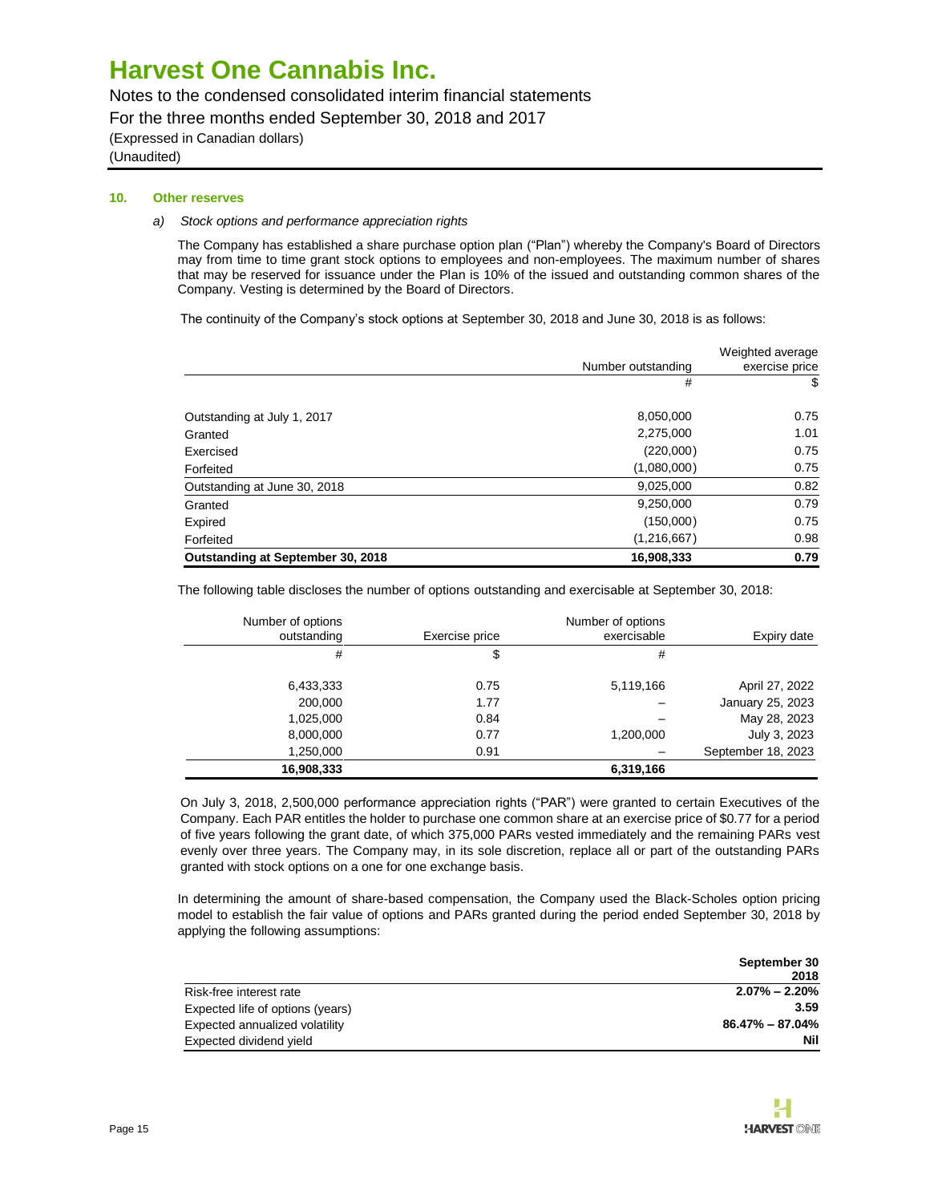# Harvest One Cannabis Inc.

Notes to the condensed consolidated interim financial statements
For the three months ended September 30, 2018 and 2017
(Expressed in Canadian dollars)
(Unaudited)

**10. Other reserves**

*a) Stock options and performance appreciation rights*

The Company has established a share purchase option plan ("Plan") whereby the Company's Board of Directors may from time to time grant stock options to employees and non-employees. The maximum number of shares that may be reserved for issuance under the Plan is 10% of the issued and outstanding common shares of the Company. Vesting is determined by the Board of Directors.

The continuity of the Company's stock options at September 30, 2018 and June 30, 2018 is as follows:

| | Number outstanding | Weighted average exercise price |
|---|---|---|
| | # | $ |
| Outstanding at July 1, 2017 | 8,050,000 | 0.75 |
| Granted | 2,275,000 | 1.01 |
| Exercised | (220,000) | 0.75 |
| Forfeited | (1,080,000) | 0.75 |
| Outstanding at June 30, 2018 | 9,025,000 | 0.82 |
| Granted | 9,250,000 | 0.79 |
| Expired | (150,000) | 0.75 |
| Forfeited | (1,216,667) | 0.98 |
| **Outstanding at September 30, 2018** | **16,908,333** | **0.79** |

The following table discloses the number of options outstanding and exercisable at September 30, 2018:

| Number of options outstanding | Exercise price | Number of options exercisable | Expiry date |
|---|---|---|---|
| # | $ | # | |
| 6,433,333 | 0.75 | 5,119,166 | April 27, 2022 |
| 200,000 | 1.77 | – | January 25, 2023 |
| 1,025,000 | 0.84 | – | May 28, 2023 |
| 8,000,000 | 0.77 | 1,200,000 | July 3, 2023 |
| 1,250,000 | 0.91 | – | September 18, 2023 |
| **16,908,333** | | **6,319,166** | |

On July 3, 2018, 2,500,000 performance appreciation rights ("PAR") were granted to certain Executives of the Company. Each PAR entitles the holder to purchase one common share at an exercise price of $0.77 for a period of five years following the grant date, of which 375,000 PARs vested immediately and the remaining PARs vest evenly over three years. The Company may, in its sole discretion, replace all or part of the outstanding PARs granted with stock options on a one for one exchange basis.

In determining the amount of share-based compensation, the Company used the Black-Scholes option pricing model to establish the fair value of options and PARs granted during the period ended September 30, 2018 by applying the following assumptions:

| | **September 30 2018** |
|---|---|
| Risk-free interest rate | **2.07% – 2.20%** |
| Expected life of options (years) | **3.59** |
| Expected annualized volatility | **86.47% – 87.04%** |
| Expected dividend yield | **Nil** |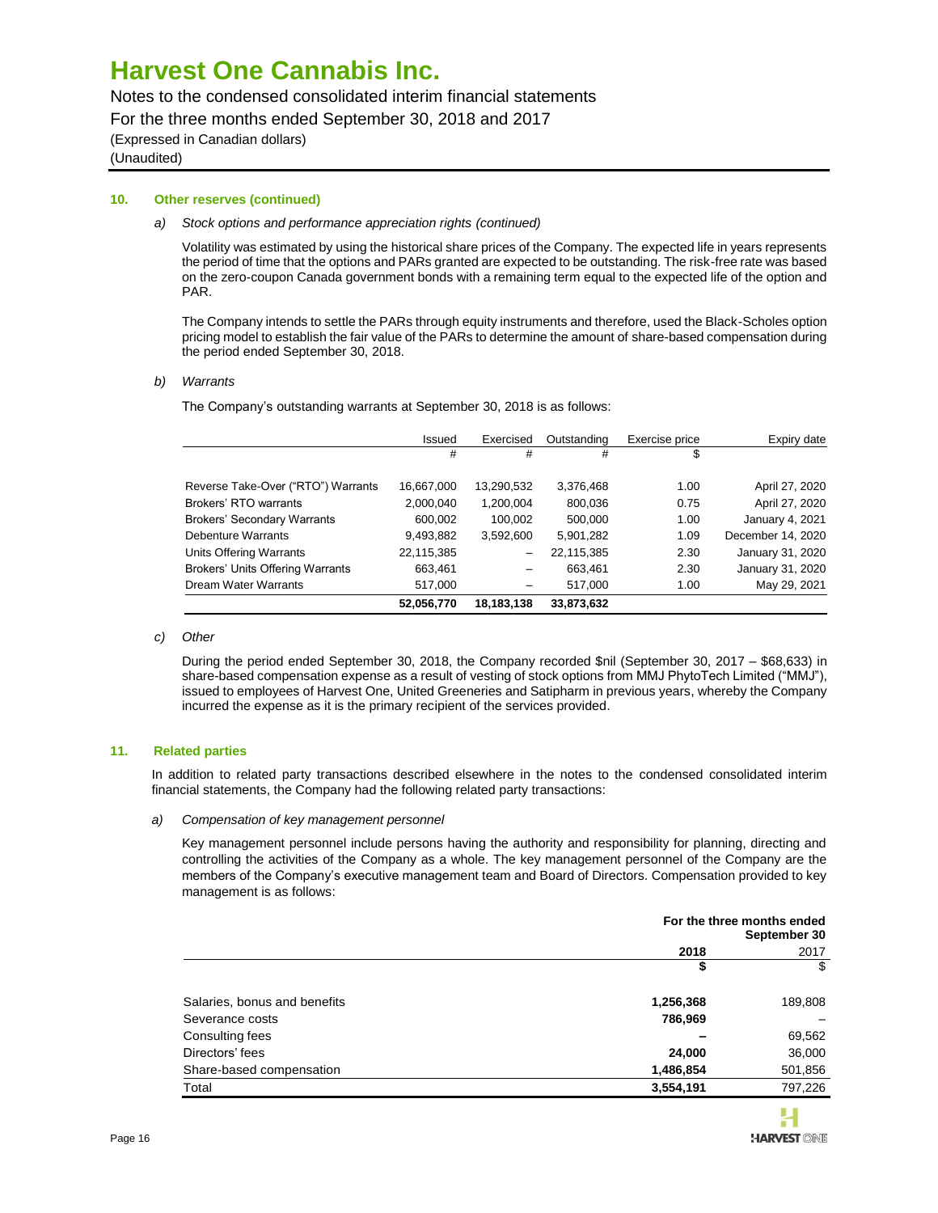### 10. Other reserves (continued)

*a) Stock options and performance appreciation rights (continued)*

Volatility was estimated by using the historical share prices of the Company. The expected life in years represents the period of time that the options and PARs granted are expected to be outstanding. The risk-free rate was based on the zero-coupon Canada government bonds with a remaining term equal to the expected life of the option and PAR.

The Company intends to settle the PARs through equity instruments and therefore, used the Black-Scholes option pricing model to establish the fair value of the PARs to determine the amount of share-based compensation during the period ended September 30, 2018.

*b) Warrants*

The Company's outstanding warrants at September 30, 2018 is as follows:

| | Issued | Exercised | Outstanding | Exercise price | Expiry date |
|---|---|---|---|---|---|
| | # | # | # | $ | |
| Reverse Take-Over ("RTO") Warrants | 16,667,000 | 13,290,532 | 3,376,468 | 1.00 | April 27, 2020 |
| Brokers' RTO warrants | 2,000,040 | 1,200,004 | 800,036 | 0.75 | April 27, 2020 |
| Brokers' Secondary Warrants | 600,002 | 100,002 | 500,000 | 1.00 | January 4, 2021 |
| Debenture Warrants | 9,493,882 | 3,592,600 | 5,901,282 | 1.09 | December 14, 2020 |
| Units Offering Warrants | 22,115,385 | – | 22,115,385 | 2.30 | January 31, 2020 |
| Brokers' Units Offering Warrants | 663,461 | – | 663,461 | 2.30 | January 31, 2020 |
| Dream Water Warrants | 517,000 | – | 517,000 | 1.00 | May 29, 2021 |
| | **52,056,770** | **18,183,138** | **33,873,632** | | |

*c) Other*

During the period ended September 30, 2018, the Company recorded $nil (September 30, 2017 – $68,633) in share-based compensation expense as a result of vesting of stock options from MMJ PhytoTech Limited ("MMJ"), issued to employees of Harvest One, United Greeneries and Satipharm in previous years, whereby the Company incurred the expense as it is the primary recipient of the services provided.

### 11. Related parties

In addition to related party transactions described elsewhere in the notes to the condensed consolidated interim financial statements, the Company had the following related party transactions:

*a) Compensation of key management personnel*

Key management personnel include persons having the authority and responsibility for planning, directing and controlling the activities of the Company as a whole. The key management personnel of the Company are the members of the Company's executive management team and Board of Directors. Compensation provided to key management is as follows:

| | For the three months ended September 30 | |
|---|---|---|
| | **2018** | 2017 |
| | **$** | $ |
| Salaries, bonus and benefits | **1,256,368** | 189,808 |
| Severance costs | **786,969** | – |
| Consulting fees | **–** | 69,562 |
| Directors' fees | **24,000** | 36,000 |
| Share-based compensation | **1,486,854** | 501,856 |
| Total | **3,554,191** | 797,226 |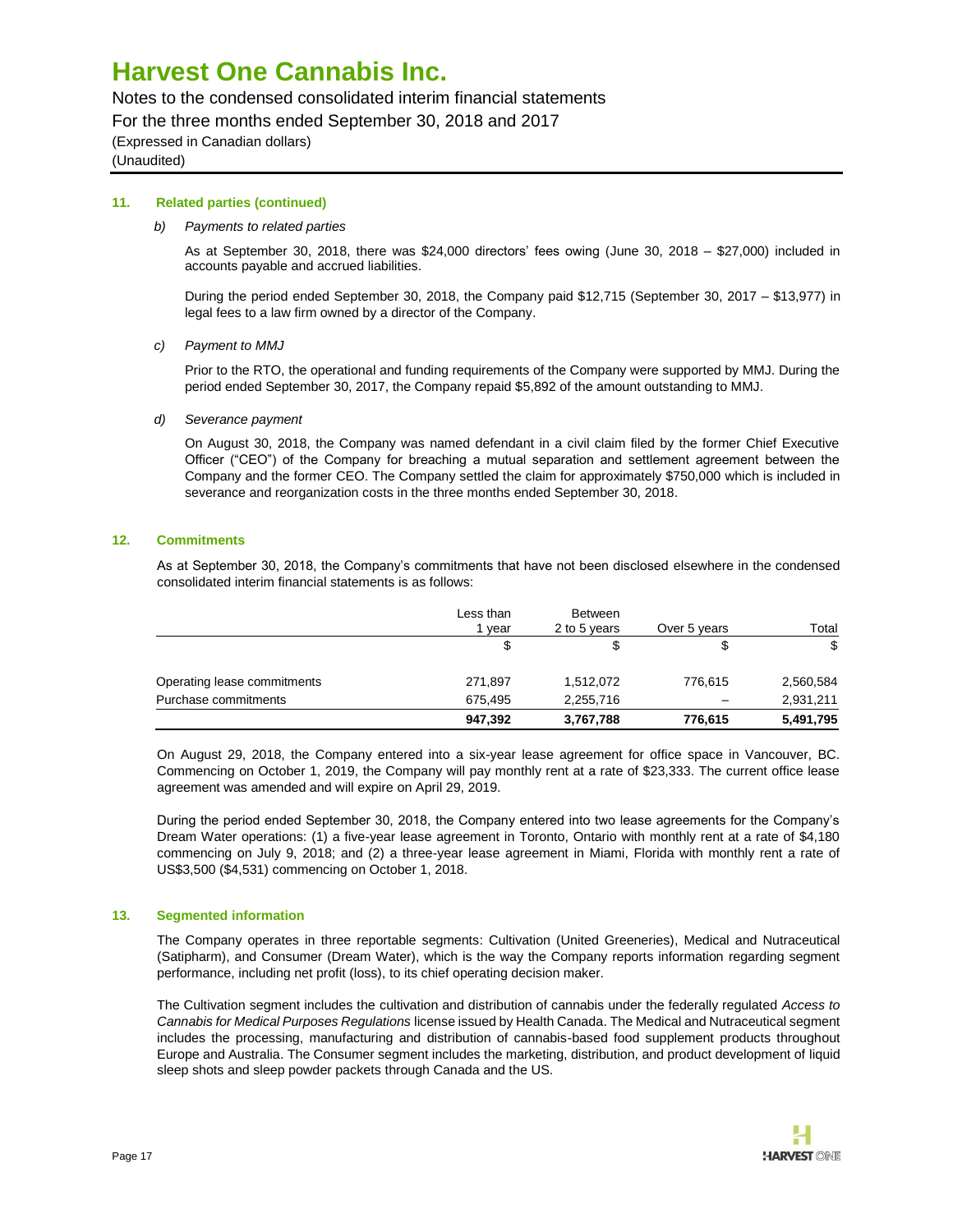### 11. Related parties (continued)

*b) Payments to related parties*

As at September 30, 2018, there was $24,000 directors' fees owing (June 30, 2018 – $27,000) included in accounts payable and accrued liabilities.

During the period ended September 30, 2018, the Company paid $12,715 (September 30, 2017 – $13,977) in legal fees to a law firm owned by a director of the Company.

*c) Payment to MMJ*

Prior to the RTO, the operational and funding requirements of the Company were supported by MMJ. During the period ended September 30, 2017, the Company repaid $5,892 of the amount outstanding to MMJ.

*d) Severance payment*

On August 30, 2018, the Company was named defendant in a civil claim filed by the former Chief Executive Officer ("CEO") of the Company for breaching a mutual separation and settlement agreement between the Company and the former CEO. The Company settled the claim for approximately $750,000 which is included in severance and reorganization costs in the three months ended September 30, 2018.

### 12. Commitments

As at September 30, 2018, the Company's commitments that have not been disclosed elsewhere in the condensed consolidated interim financial statements is as follows:

| | Less than 1 year | Between 2 to 5 years | Over 5 years | Total |
|---|---|---|---|---|
| | $ | $ | $ | $ |
| Operating lease commitments | 271,897 | 1,512,072 | 776,615 | 2,560,584 |
| Purchase commitments | 675,495 | 2,255,716 | – | 2,931,211 |
| | **947,392** | **3,767,788** | **776,615** | **5,491,795** |

On August 29, 2018, the Company entered into a six-year lease agreement for office space in Vancouver, BC. Commencing on October 1, 2019, the Company will pay monthly rent at a rate of $23,333. The current office lease agreement was amended and will expire on April 29, 2019.

During the period ended September 30, 2018, the Company entered into two lease agreements for the Company's Dream Water operations: (1) a five-year lease agreement in Toronto, Ontario with monthly rent at a rate of $4,180 commencing on July 9, 2018; and (2) a three-year lease agreement in Miami, Florida with monthly rent a rate of US$3,500 ($4,531) commencing on October 1, 2018.

### 13. Segmented information

The Company operates in three reportable segments: Cultivation (United Greeneries), Medical and Nutraceutical (Satipharm), and Consumer (Dream Water), which is the way the Company reports information regarding segment performance, including net profit (loss), to its chief operating decision maker.

The Cultivation segment includes the cultivation and distribution of cannabis under the federally regulated *Access to Cannabis for Medical Purposes Regulations* license issued by Health Canada. The Medical and Nutraceutical segment includes the processing, manufacturing and distribution of cannabis-based food supplement products throughout Europe and Australia. The Consumer segment includes the marketing, distribution, and product development of liquid sleep shots and sleep powder packets through Canada and the US.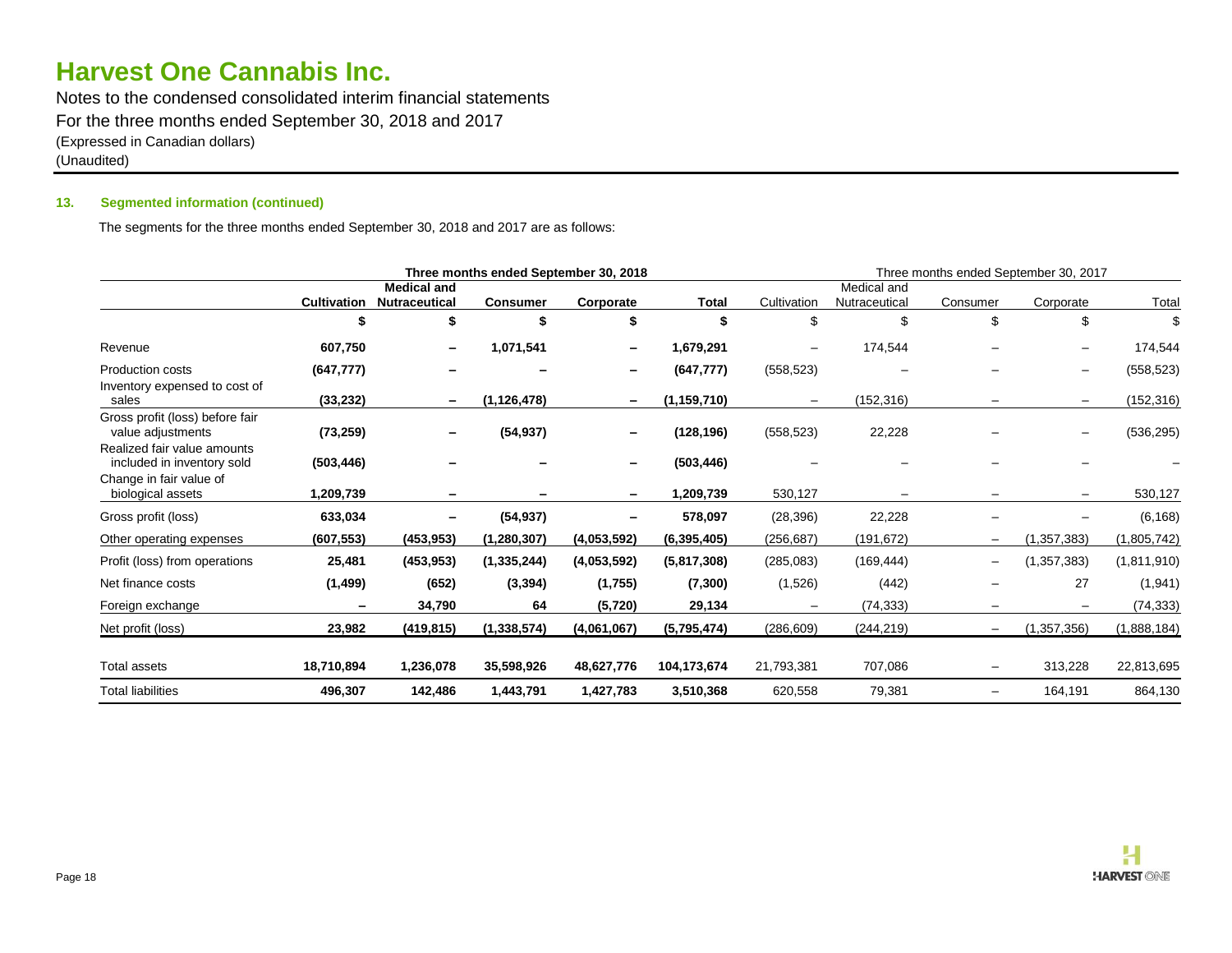# Harvest One Cannabis Inc.

Notes to the condensed consolidated interim financial statements
For the three months ended September 30, 2018 and 2017
(Expressed in Canadian dollars)
(Unaudited)

**13. Segmented information (continued)**

The segments for the three months ended September 30, 2018 and 2017 are as follows:

| | **Three months ended September 30, 2018** | | | | | Three months ended September 30, 2017 | | | | |
|---|---|---|---|---|---|---|---|---|---|---|
| | **Cultivation** | **Medical and Nutraceutical** | **Consumer** | **Corporate** | **Total** | Cultivation | Medical and Nutraceutical | Consumer | Corporate | Total |
| | **$** | **$** | **$** | **$** | **$** | $ | $ | $ | $ | $ |
| Revenue | **607,750** | **–** | **1,071,541** | **–** | **1,679,291** | – | 174,544 | – | – | 174,544 |
| Production costs | **(647,777)** | **–** | **–** | **–** | **(647,777)** | (558,523) | – | – | – | (558,523) |
| Inventory expensed to cost of sales | **(33,232)** | **–** | **(1,126,478)** | **–** | **(1,159,710)** | – | (152,316) | – | – | (152,316) |
| Gross profit (loss) before fair value adjustments | **(73,259)** | **–** | **(54,937)** | **–** | **(128,196)** | (558,523) | 22,228 | – | – | (536,295) |
| Realized fair value amounts included in inventory sold | **(503,446)** | **–** | **–** | **–** | **(503,446)** | – | – | – | – | – |
| Change in fair value of biological assets | **1,209,739** | **–** | **–** | **–** | **1,209,739** | 530,127 | – | – | – | 530,127 |
| Gross profit (loss) | **633,034** | **–** | **(54,937)** | **–** | **578,097** | (28,396) | 22,228 | – | – | (6,168) |
| Other operating expenses | **(607,553)** | **(453,953)** | **(1,280,307)** | **(4,053,592)** | **(6,395,405)** | (256,687) | (191,672) | – | (1,357,383) | (1,805,742) |
| Profit (loss) from operations | **25,481** | **(453,953)** | **(1,335,244)** | **(4,053,592)** | **(5,817,308)** | (285,083) | (169,444) | – | (1,357,383) | (1,811,910) |
| Net finance costs | **(1,499)** | **(652)** | **(3,394)** | **(1,755)** | **(7,300)** | (1,526) | (442) | – | 27 | (1,941) |
| Foreign exchange | **–** | **34,790** | **64** | **(5,720)** | **29,134** | – | (74,333) | – | – | (74,333) |
| Net profit (loss) | **23,982** | **(419,815)** | **(1,338,574)** | **(4,061,067)** | **(5,795,474)** | (286,609) | (244,219) | – | (1,357,356) | (1,888,184) |
| Total assets | **18,710,894** | **1,236,078** | **35,598,926** | **48,627,776** | **104,173,674** | 21,793,381 | 707,086 | – | 313,228 | 22,813,695 |
| Total liabilities | **496,307** | **142,486** | **1,443,791** | **1,427,783** | **3,510,368** | 620,558 | 79,381 | – | 164,191 | 864,130 |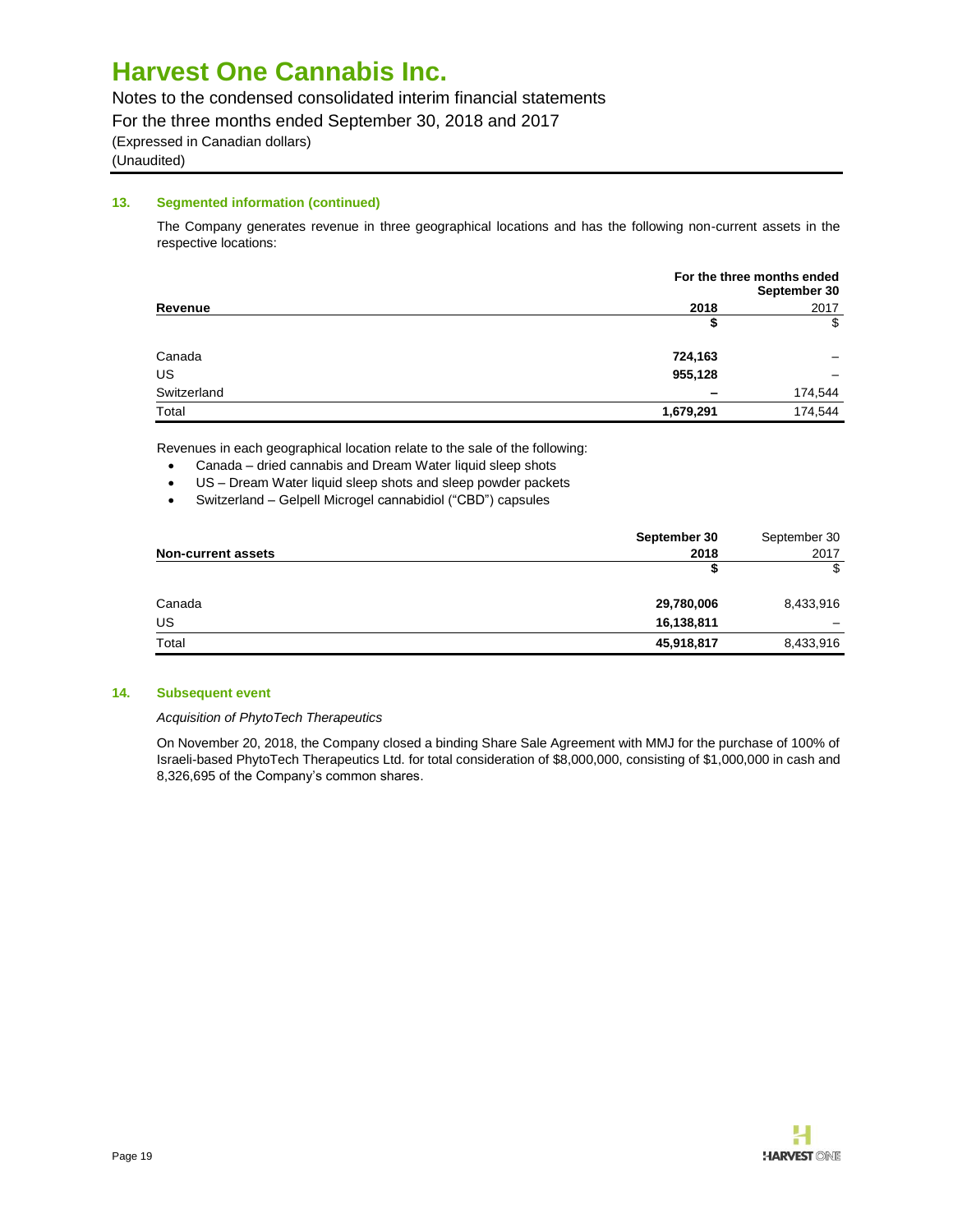# Harvest One Cannabis Inc.

Notes to the condensed consolidated interim financial statements
For the three months ended September 30, 2018 and 2017
(Expressed in Canadian dollars)
(Unaudited)

### 13. Segmented information (continued)

The Company generates revenue in three geographical locations and has the following non-current assets in the respective locations:

| Revenue | For the three months ended September 30 2018 | 2017 |
|---|---|---|
| | **$** | $ |
| Canada | **724,163** | – |
| US | **955,128** | – |
| Switzerland | **–** | 174,544 |
| Total | **1,679,291** | 174,544 |

Revenues in each geographical location relate to the sale of the following:

- Canada – dried cannabis and Dream Water liquid sleep shots
- US – Dream Water liquid sleep shots and sleep powder packets
- Switzerland – Gelpell Microgel cannabidiol ("CBD") capsules

| Non-current assets | September 30 2018 | September 30 2017 |
|---|---|---|
| | **$** | $ |
| Canada | **29,780,006** | 8,433,916 |
| US | **16,138,811** | – |
| Total | **45,918,817** | 8,433,916 |

### 14. Subsequent event

*Acquisition of PhytoTech Therapeutics*

On November 20, 2018, the Company closed a binding Share Sale Agreement with MMJ for the purchase of 100% of Israeli-based PhytoTech Therapeutics Ltd. for total consideration of $8,000,000, consisting of $1,000,000 in cash and 8,326,695 of the Company's common shares.